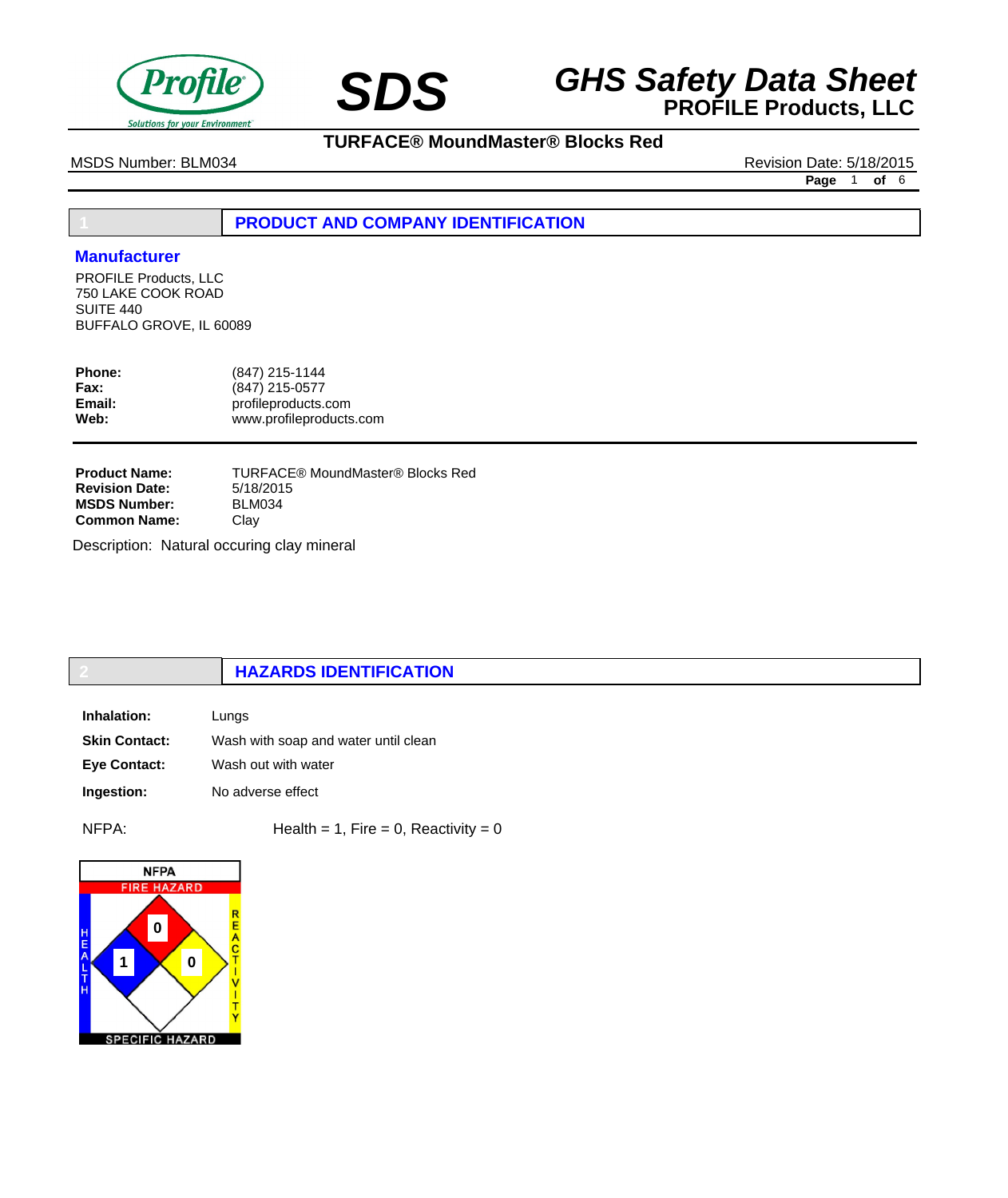# GHS Safety Data Sheet

**SDS**

**PROFILE Products, LLC**

**TURFACE® MoundMaster® Blocks Red**

MSDS Number: BLM034

Revision Date: 5/18/2015

## 1 PRODUCT AND COMPANY IDENTIFICATION

### Manufacturer

PROFILE Products, LLC
750 LAKE COOK ROAD
SUITE 440
BUFFALO GROVE, IL 60089

**Phone:** (847) 215-1144
**Fax:** (847) 215-0577
**Email:** profileproducts.com
**Web:** www.profileproducts.com

**Product Name:** TURFACE® MoundMaster® Blocks Red
**Revision Date:** 5/18/2015
**MSDS Number:** BLM034
**Common Name:** Clay

Description: Natural occuring clay mineral

## 2 HAZARDS IDENTIFICATION

**Inhalation:** Lungs

**Skin Contact:** Wash with soap and water until clean

**Eye Contact:** Wash out with water

**Ingestion:** No adverse effect

NFPA: Health = 1, Fire = 0, Reactivity = 0

NFPA
FIRE HAZARD: 0
HEALTH: 1
REACTIVITY: 0
SPECIFIC HAZARD: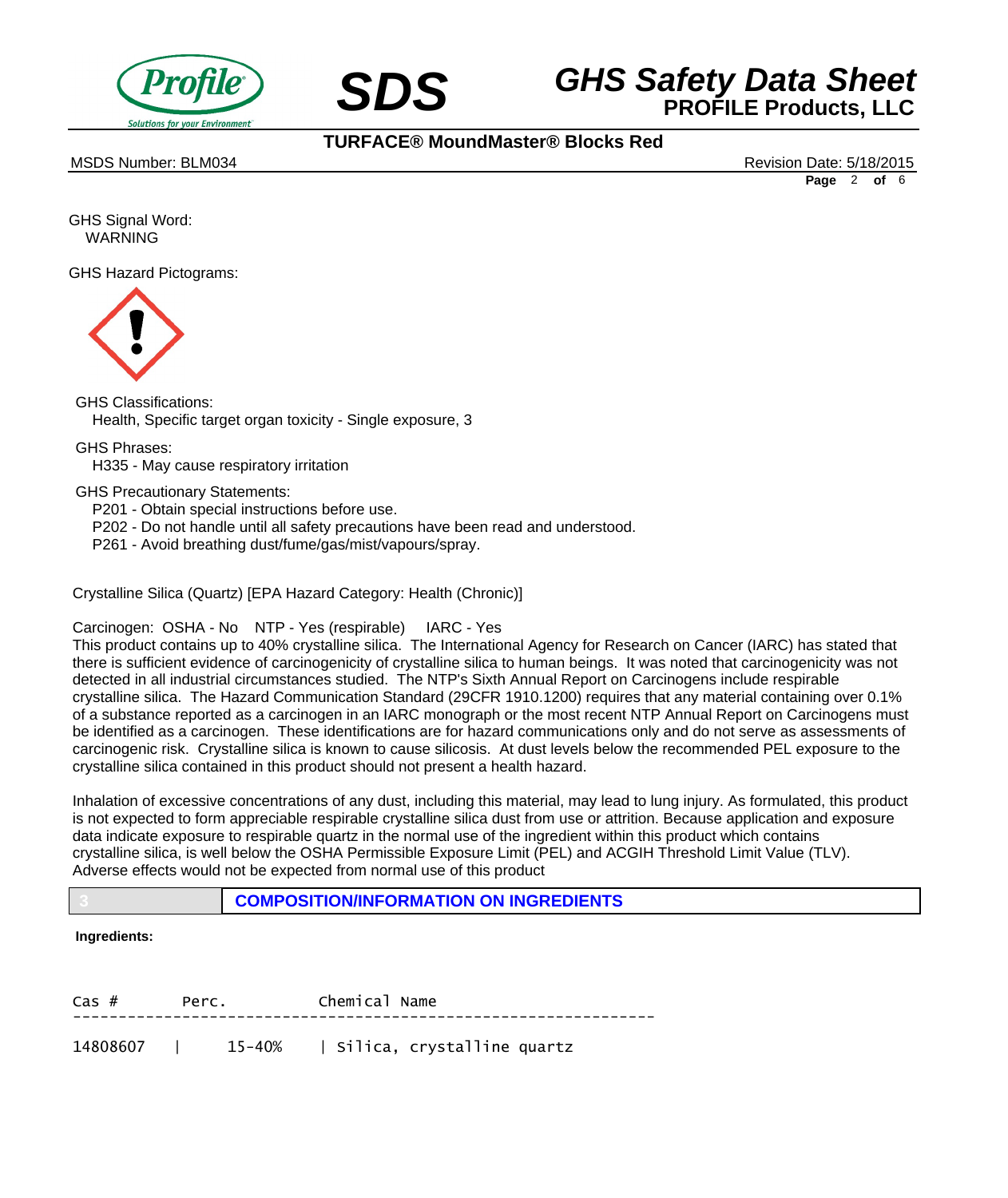GHS Signal Word:
WARNING

GHS Hazard Pictograms:

GHS Classifications:
Health, Specific target organ toxicity - Single exposure, 3

GHS Phrases:
H335 - May cause respiratory irritation

GHS Precautionary Statements:
P201 - Obtain special instructions before use.
P202 - Do not handle until all safety precautions have been read and understood.
P261 - Avoid breathing dust/fume/gas/mist/vapours/spray.

Crystalline Silica (Quartz) [EPA Hazard Category: Health (Chronic)]

Carcinogen: OSHA - No NTP - Yes (respirable) IARC - Yes
This product contains up to 40% crystalline silica. The International Agency for Research on Cancer (IARC) has stated that there is sufficient evidence of carcinogenicity of crystalline silica to human beings. It was noted that carcinogenicity was not detected in all industrial circumstances studied. The NTP's Sixth Annual Report on Carcinogens include respirable crystalline silica. The Hazard Communication Standard (29CFR 1910.1200) requires that any material containing over 0.1% of a substance reported as a carcinogen in an IARC monograph or the most recent NTP Annual Report on Carcinogens must be identified as a carcinogen. These identifications are for hazard communications only and do not serve as assessments of carcinogenic risk. Crystalline silica is known to cause silicosis. At dust levels below the recommended PEL exposure to the crystalline silica contained in this product should not present a health hazard.

Inhalation of excessive concentrations of any dust, including this material, may lead to lung injury. As formulated, this product is not expected to form appreciable respirable crystalline silica dust from use or attrition. Because application and exposure data indicate exposure to respirable quartz in the normal use of the ingredient within this product which contains crystalline silica, is well below the OSHA Permissible Exposure Limit (PEL) and ACGIH Threshold Limit Value (TLV). Adverse effects would not be expected from normal use of this product

## 3 COMPOSITION/INFORMATION ON INGREDIENTS

**Ingredients:**

| Cas # | Perc. | Chemical Name |
|---|---|---|
| 14808607 | 15-40% | Silica, crystalline quartz |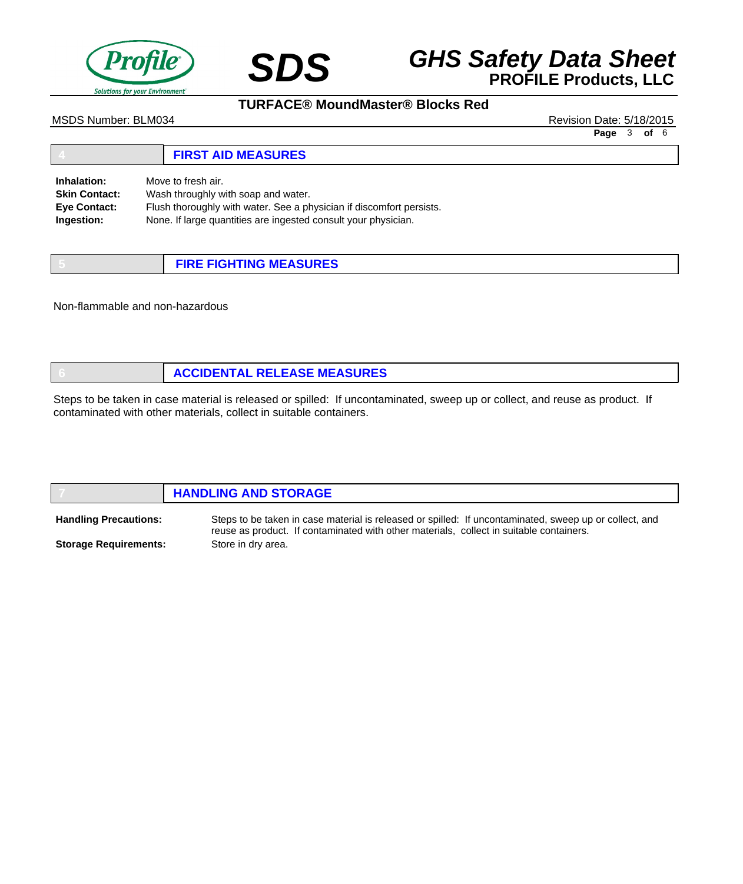## 4 FIRST AID MEASURES

**Inhalation:** Move to fresh air.
**Skin Contact:** Wash throughly with soap and water.
**Eye Contact:** Flush thoroughly with water. See a physician if discomfort persists.
**Ingestion:** None. If large quantities are ingested consult your physician.

## 5 FIRE FIGHTING MEASURES

Non-flammable and non-hazardous

## 6 ACCIDENTAL RELEASE MEASURES

Steps to be taken in case material is released or spilled: If uncontaminated, sweep up or collect, and reuse as product. If contaminated with other materials, collect in suitable containers.

## 7 HANDLING AND STORAGE

**Handling Precautions:** Steps to be taken in case material is released or spilled: If uncontaminated, sweep up or collect, and reuse as product. If contaminated with other materials, collect in suitable containers.

**Storage Requirements:** Store in dry area.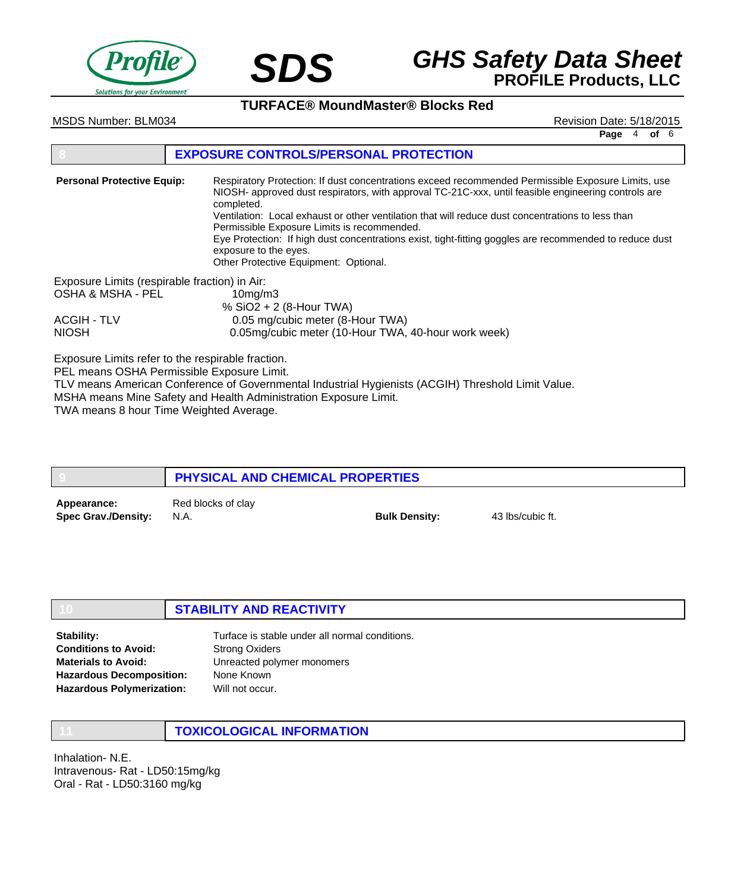## 8 EXPOSURE CONTROLS/PERSONAL PROTECTION

**Personal Protective Equip:**

Respiratory Protection: If dust concentrations exceed recommended Permissible Exposure Limits, use NIOSH- approved dust respirators, with approval TC-21C-xxx, until feasible engineering controls are completed.
Ventilation: Local exhaust or other ventilation that will reduce dust concentrations to less than Permissible Exposure Limits is recommended.
Eye Protection: If high dust concentrations exist, tight-fitting goggles are recommended to reduce dust exposure to the eyes.
Other Protective Equipment: Optional.

Exposure Limits (respirable fraction) in Air:

| | |
|---|---|
| OSHA & MSHA - PEL | 10mg/m3<br>% $SiO_2$ + 2 (8-Hour TWA) |
| ACGIH - TLV | 0.05 mg/cubic meter (8-Hour TWA) |
| NIOSH | 0.05mg/cubic meter (10-Hour TWA, 40-hour work week) |

Exposure Limits refer to the respirable fraction.
PEL means OSHA Permissible Exposure Limit.
TLV means American Conference of Governmental Industrial Hygienists (ACGIH) Threshold Limit Value.
MSHA means Mine Safety and Health Administration Exposure Limit.
TWA means 8 hour Time Weighted Average.

## 9 PHYSICAL AND CHEMICAL PROPERTIES

**Appearance:** Red blocks of clay
**Spec Grav./Density:** N.A.
**Bulk Density:** 43 lbs/cubic ft.

## 10 STABILITY AND REACTIVITY

**Stability:** Turface is stable under all normal conditions.
**Conditions to Avoid:** Strong Oxiders
**Materials to Avoid:** Unreacted polymer monomers
**Hazardous Decomposition:** None Known
**Hazardous Polymerization:** Will not occur.

## 11 TOXICOLOGICAL INFORMATION

Inhalation- N.E.
Intravenous- Rat - LD50:15mg/kg
Oral - Rat - LD50:3160 mg/kg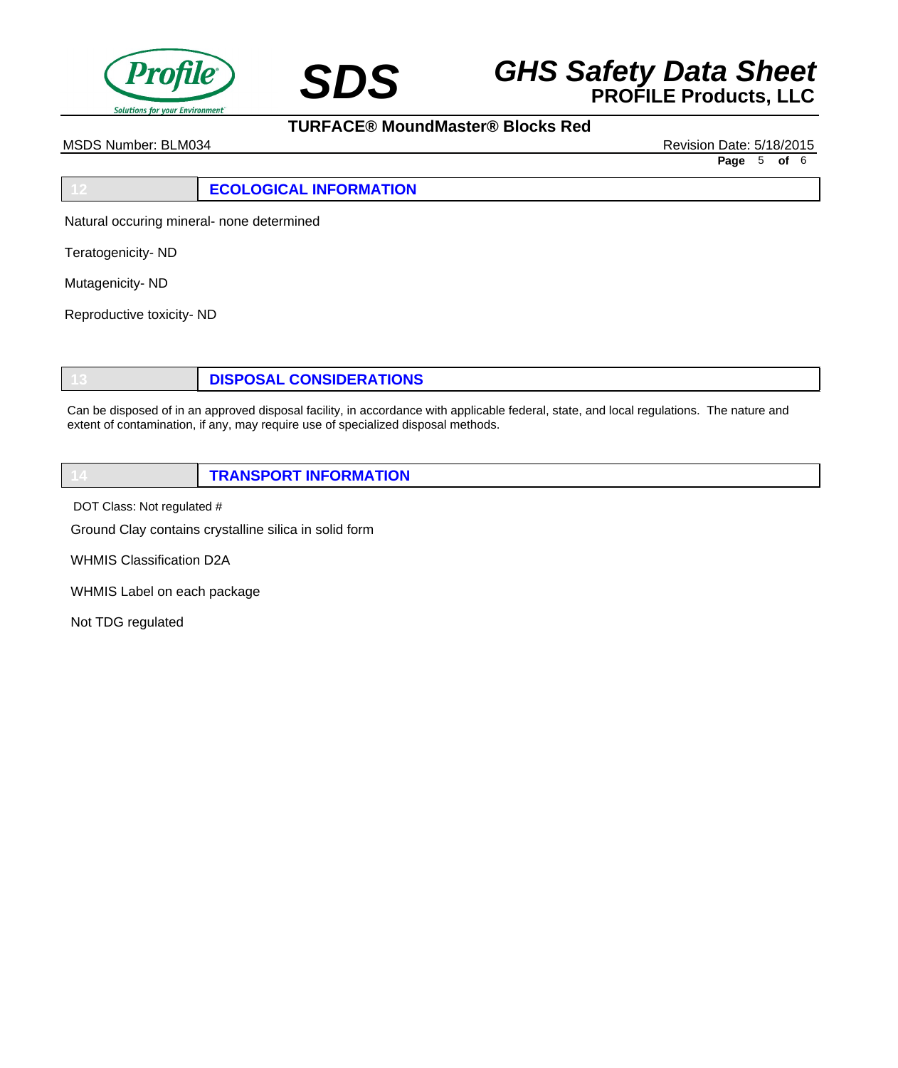## 12 ECOLOGICAL INFORMATION

Natural occuring mineral- none determined

Teratogenicity- ND

Mutagenicity- ND

Reproductive toxicity- ND

## 13 DISPOSAL CONSIDERATIONS

Can be disposed of in an approved disposal facility, in accordance with applicable federal, state, and local regulations. The nature and extent of contamination, if any, may require use of specialized disposal methods.

## 14 TRANSPORT INFORMATION

DOT Class: Not regulated #

Ground Clay contains crystalline silica in solid form

WHMIS Classification D2A

WHMIS Label on each package

Not TDG regulated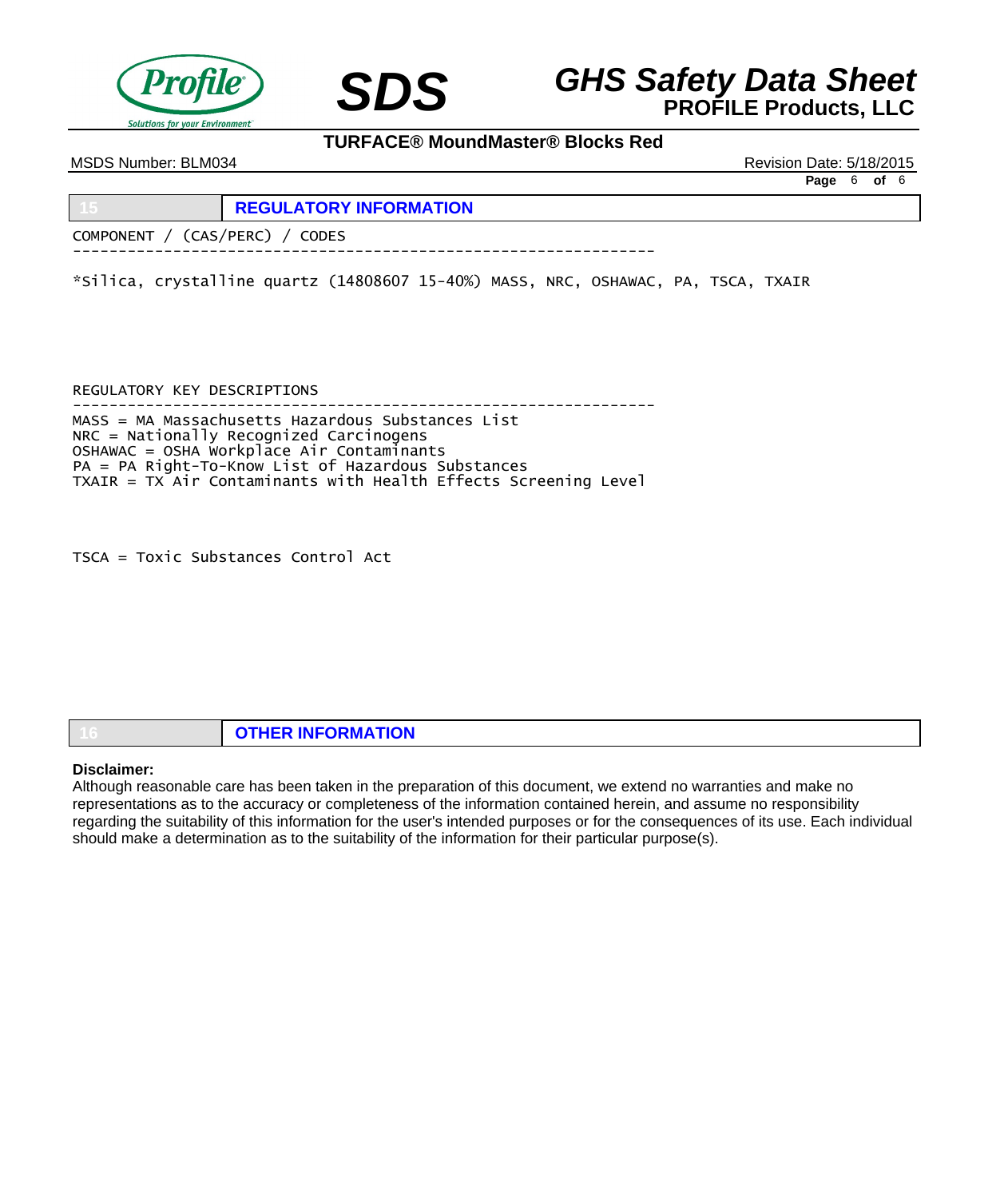## 15 REGULATORY INFORMATION

```
COMPONENT / (CAS/PERC) / CODES
----------------------------------------------------------------

*Silica, crystalline quartz (14808607 15-40%) MASS, NRC, OSHAWAC, PA, TSCA, TXAIR
```

```
REGULATORY KEY DESCRIPTIONS
----------------------------------------------------------------
MASS = MA Massachusetts Hazardous Substances List
NRC = Nationally Recognized Carcinogens
OSHAWAC = OSHA Workplace Air Contaminants
PA = PA Right-To-Know List of Hazardous Substances
TXAIR = TX Air Contaminants with Health Effects Screening Level


TSCA = Toxic Substances Control Act
```

## 16 OTHER INFORMATION

**Disclaimer:**

Although reasonable care has been taken in the preparation of this document, we extend no warranties and make no representations as to the accuracy or completeness of the information contained herein, and assume no responsibility regarding the suitability of this information for the user's intended purposes or for the consequences of its use. Each individual should make a determination as to the suitability of the information for their particular purpose(s).